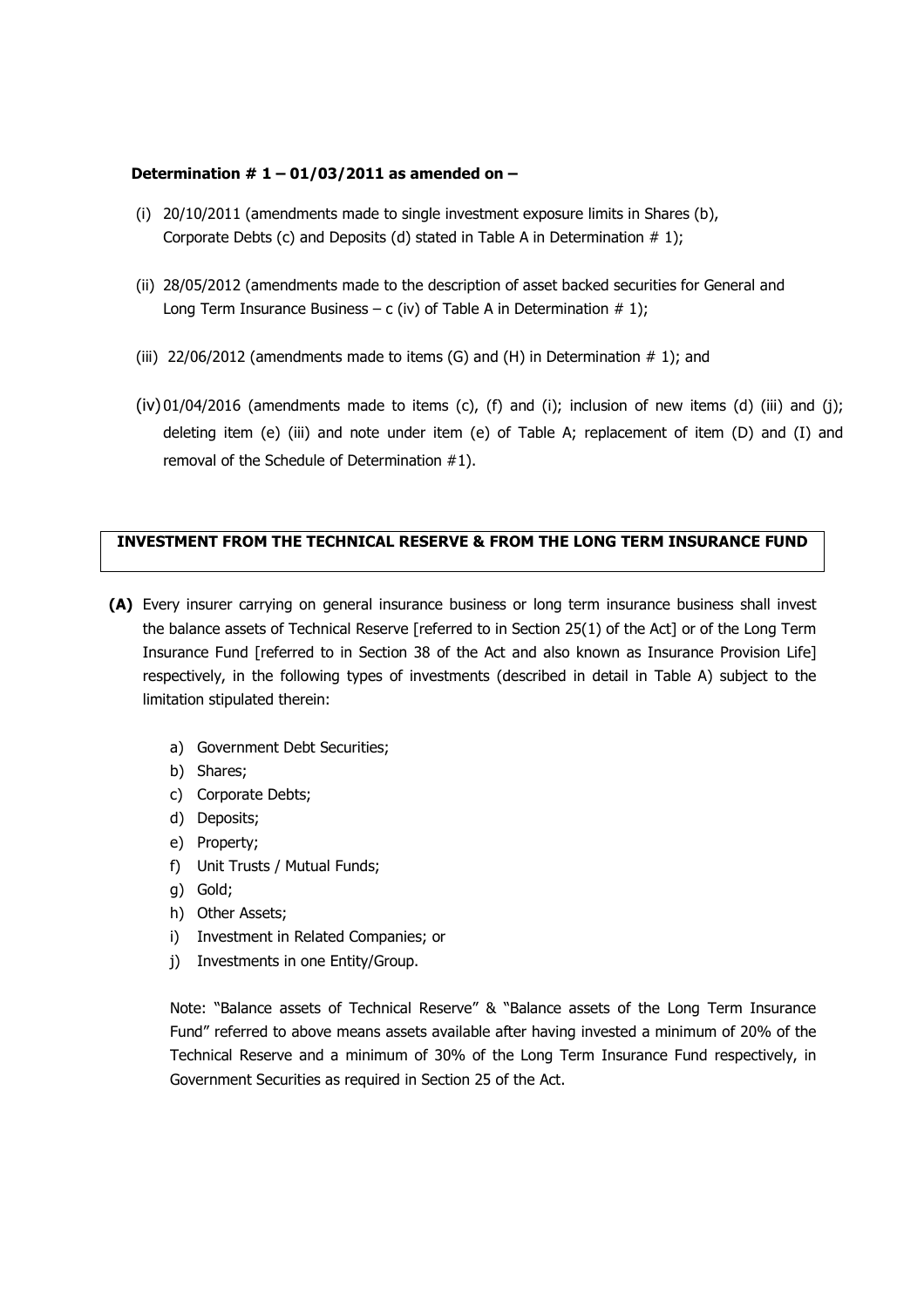**Determination # 1 – 01/03/2011 as amended on –**

(i) 20/10/2011 (amendments made to single investment exposure limits in Shares (b), Corporate Debts (c) and Deposits (d) stated in Table A in Determination # 1);

(ii) 28/05/2012 (amendments made to the description of asset backed securities for General and Long Term Insurance Business – c (iv) of Table A in Determination # 1);

(iii) 22/06/2012 (amendments made to items (G) and (H) in Determination # 1); and

(iv) 01/04/2016 (amendments made to items (c), (f) and (i); inclusion of new items (d) (iii) and (j); deleting item (e) (iii) and note under item (e) of Table A; replacement of item (D) and (I) and removal of the Schedule of Determination #1).

## INVESTMENT FROM THE TECHNICAL RESERVE & FROM THE LONG TERM INSURANCE FUND

**(A)** Every insurer carrying on general insurance business or long term insurance business shall invest the balance assets of Technical Reserve [referred to in Section 25(1) of the Act] or of the Long Term Insurance Fund [referred to in Section 38 of the Act and also known as Insurance Provision Life] respectively, in the following types of investments (described in detail in Table A) subject to the limitation stipulated therein:

a) Government Debt Securities;
b) Shares;
c) Corporate Debts;
d) Deposits;
e) Property;
f) Unit Trusts / Mutual Funds;
g) Gold;
h) Other Assets;
i) Investment in Related Companies; or
j) Investments in one Entity/Group.

Note: "Balance assets of Technical Reserve" & "Balance assets of the Long Term Insurance Fund" referred to above means assets available after having invested a minimum of 20% of the Technical Reserve and a minimum of 30% of the Long Term Insurance Fund respectively, in Government Securities as required in Section 25 of the Act.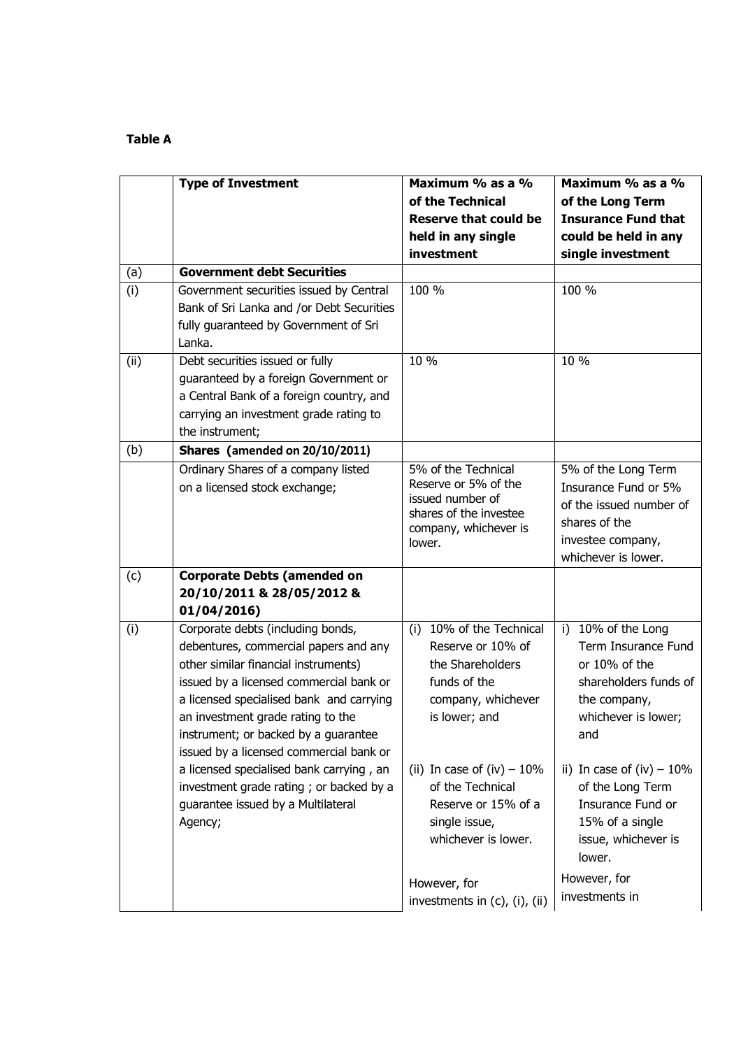**Table A**

| | Type of Investment | Maximum % as a % of the Technical Reserve that could be held in any single investment | Maximum % as a % of the Long Term Insurance Fund that could be held in any single investment |
|---|---|---|---|
| (a) | **Government debt Securities** | | |
| (i) | Government securities issued by Central Bank of Sri Lanka and /or Debt Securities fully guaranteed by Government of Sri Lanka. | 100 % | 100 % |
| (ii) | Debt securities issued or fully guaranteed by a foreign Government or a Central Bank of a foreign country, and carrying an investment grade rating to the instrument; | 10 % | 10 % |
| (b) | **Shares (amended on 20/10/2011)** | | |
| | Ordinary Shares of a company listed on a licensed stock exchange; | 5% of the Technical Reserve or 5% of the issued number of shares of the investee company, whichever is lower. | 5% of the Long Term Insurance Fund or 5% of the issued number of shares of the investee company, whichever is lower. |
| (c) | **Corporate Debts (amended on 20/10/2011 & 28/05/2012 & 01/04/2016)** | | |
| (i) | Corporate debts (including bonds, debentures, commercial papers and any other similar financial instruments) issued by a licensed commercial bank or a licensed specialised bank and carrying an investment grade rating to the instrument; or backed by a guarantee issued by a licensed commercial bank or a licensed specialised bank carrying , an investment grade rating ; or backed by a guarantee issued by a Multilateral Agency; | (i) 10% of the Technical Reserve or 10% of the Shareholders funds of the company, whichever is lower; and<br><br>(ii) In case of (iv) – 10% of the Technical Reserve or 15% of a single issue, whichever is lower.<br><br>However, for investments in (c), (i), (ii) | i) 10% of the Long Term Insurance Fund or 10% of the shareholders funds of the company, whichever is lower; and<br><br>ii) In case of (iv) – 10% of the Long Term Insurance Fund or 15% of a single issue, whichever is lower.<br><br>However, for investments in |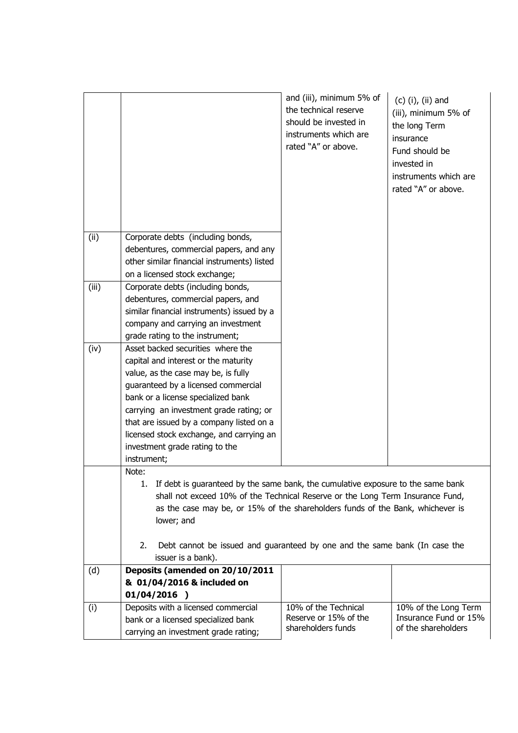| | | | |
|---|---|---|---|
| | | and (iii), minimum 5% of the technical reserve should be invested in instruments which are rated "A" or above. | (c) (i), (ii) and (iii), minimum 5% of the long Term insurance Fund should be invested in instruments which are rated "A" or above. |
| (ii) | Corporate debts (including bonds, debentures, commercial papers, and any other similar financial instruments) listed on a licensed stock exchange; | | |
| (iii) | Corporate debts (including bonds, debentures, commercial papers, and similar financial instruments) issued by a company and carrying an investment grade rating to the instrument; | | |
| (iv) | Asset backed securities where the capital and interest or the maturity value, as the case may be, is fully guaranteed by a licensed commercial bank or a license specialized bank carrying an investment grade rating; or that are issued by a company listed on a licensed stock exchange, and carrying an investment grade rating to the instrument; | | |
| | Note:<br>1. If debt is guaranteed by the same bank, the cumulative exposure to the same bank shall not exceed 10% of the Technical Reserve or the Long Term Insurance Fund, as the case may be, or 15% of the shareholders funds of the Bank, whichever is lower; and<br>2. Debt cannot be issued and guaranteed by one and the same bank (In case the issuer is a bank). | | |
| (d) | **Deposits (amended on 20/10/2011 & 01/04/2016 & included on 01/04/2016 )** | | |
| (i) | Deposits with a licensed commercial bank or a licensed specialized bank carrying an investment grade rating; | 10% of the Technical Reserve or 15% of the shareholders funds | 10% of the Long Term Insurance Fund or 15% of the shareholders |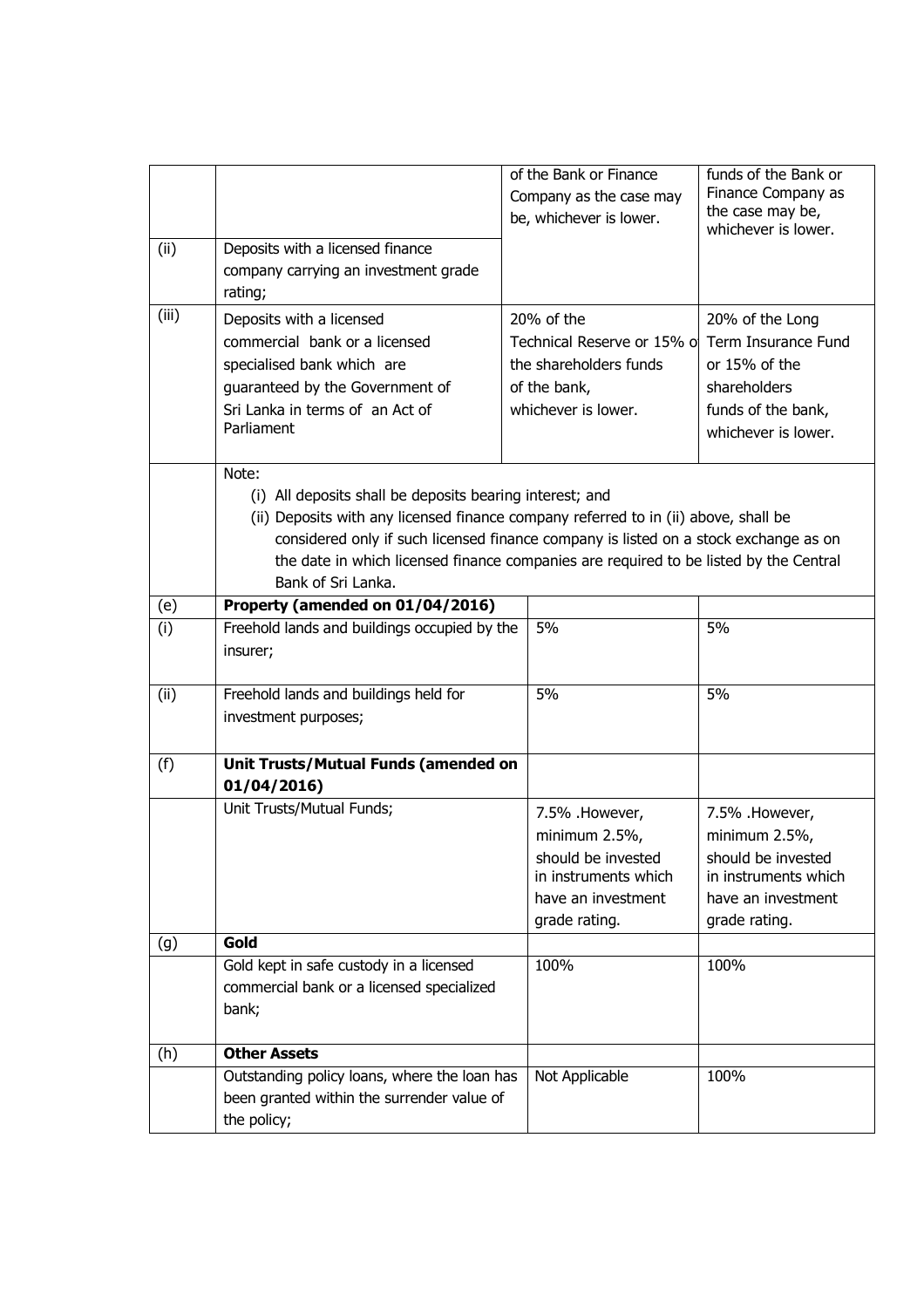| | | | |
|---|---|---|---|
| | | of the Bank or Finance Company as the case may be, whichever is lower. | funds of the Bank or Finance Company as the case may be, whichever is lower. |
| (ii) | Deposits with a licensed finance company carrying an investment grade rating; | | |
| (iii) | Deposits with a licensed commercial bank or a licensed specialised bank which are guaranteed by the Government of Sri Lanka in terms of an Act of Parliament | 20% of the Technical Reserve or 15% of the shareholders funds of the bank, whichever is lower. | 20% of the Long Term Insurance Fund or 15% of the shareholders funds of the bank, whichever is lower. |
| | Note:<br>(i) All deposits shall be deposits bearing interest; and<br>(ii) Deposits with any licensed finance company referred to in (ii) above, shall be considered only if such licensed finance company is listed on a stock exchange as on the date in which licensed finance companies are required to be listed by the Central Bank of Sri Lanka. | | |
| (e) | **Property (amended on 01/04/2016)** | | |
| (i) | Freehold lands and buildings occupied by the insurer; | 5% | 5% |
| (ii) | Freehold lands and buildings held for investment purposes; | 5% | 5% |
| (f) | **Unit Trusts/Mutual Funds (amended on 01/04/2016)** | | |
| | Unit Trusts/Mutual Funds; | 7.5% .However, minimum 2.5%, should be invested in instruments which have an investment grade rating. | 7.5% .However, minimum 2.5%, should be invested in instruments which have an investment grade rating. |
| (g) | **Gold** | | |
| | Gold kept in safe custody in a licensed commercial bank or a licensed specialized bank; | 100% | 100% |
| (h) | **Other Assets** | | |
| | Outstanding policy loans, where the loan has been granted within the surrender value of the policy; | Not Applicable | 100% |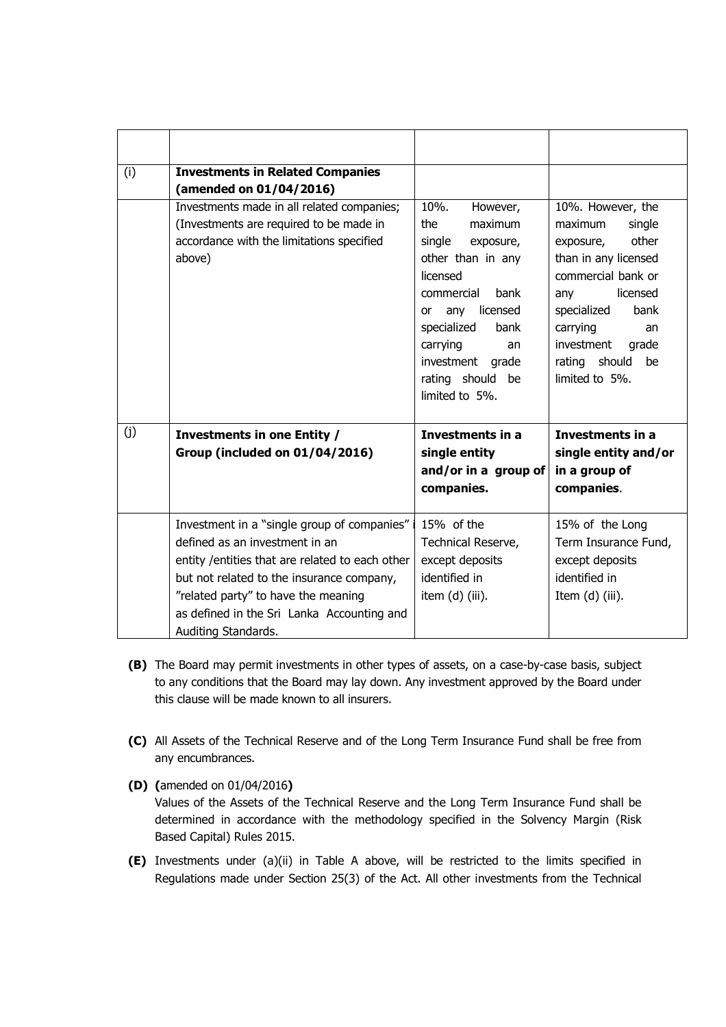| | | | |
|---|---|---|---|
| (i) | **Investments in Related Companies (amended on 01/04/2016)** | | |
| | Investments made in all related companies; (Investments are required to be made in accordance with the limitations specified above) | 10%. However, the maximum single exposure, other than in any licensed commercial bank or any licensed specialized bank carrying an investment grade rating should be limited to 5%. | 10%. However, the maximum single exposure, other than in any licensed commercial bank or any licensed specialized bank carrying an investment grade rating should be limited to 5%. |
| (j) | **Investments in one Entity / Group (included on 01/04/2016)** | **Investments in a single entity and/or in a group of companies.** | **Investments in a single entity and/or in a group of companies**. |
| | Investment in a "single group of companies" is defined as an investment in an entity /entities that are related to each other but not related to the insurance company, "related party" to have the meaning as defined in the Sri Lanka Accounting and Auditing Standards. | 15% of the Technical Reserve, except deposits identified in item (d) (iii). | 15% of the Long Term Insurance Fund, except deposits identified in Item (d) (iii). |

**(B)** The Board may permit investments in other types of assets, on a case-by-case basis, subject to any conditions that the Board may lay down. Any investment approved by the Board under this clause will be made known to all insurers.

**(C)** All Assets of the Technical Reserve and of the Long Term Insurance Fund shall be free from any encumbrances.

**(D)** **(**amended on 01/04/2016**)**
Values of the Assets of the Technical Reserve and the Long Term Insurance Fund shall be determined in accordance with the methodology specified in the Solvency Margin (Risk Based Capital) Rules 2015.

**(E)** Investments under (a)(ii) in Table A above, will be restricted to the limits specified in Regulations made under Section 25(3) of the Act. All other investments from the Technical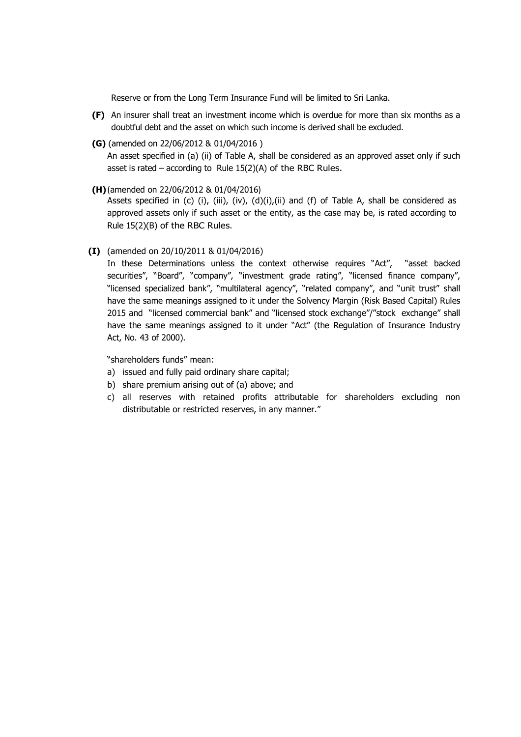Reserve or from the Long Term Insurance Fund will be limited to Sri Lanka.

**(F)** An insurer shall treat an investment income which is overdue for more than six months as a doubtful debt and the asset on which such income is derived shall be excluded.

**(G)** (amended on 22/06/2012 & 01/04/2016 )

An asset specified in (a) (ii) of Table A, shall be considered as an approved asset only if such asset is rated – according to Rule 15(2)(A) of the RBC Rules.

**(H)** (amended on 22/06/2012 & 01/04/2016)

Assets specified in (c) (i), (iii), (iv), (d)(i),(ii) and (f) of Table A, shall be considered as approved assets only if such asset or the entity, as the case may be, is rated according to Rule 15(2)(B) of the RBC Rules.

**(I)** (amended on 20/10/2011 & 01/04/2016)

In these Determinations unless the context otherwise requires "Act", "asset backed securities", "Board", "company", "investment grade rating", "licensed finance company", "licensed specialized bank", "multilateral agency", "related company", and "unit trust" shall have the same meanings assigned to it under the Solvency Margin (Risk Based Capital) Rules 2015 and "licensed commercial bank" and "licensed stock exchange"/"stock exchange" shall have the same meanings assigned to it under "Act" (the Regulation of Insurance Industry Act, No. 43 of 2000).

"shareholders funds" mean:

a) issued and fully paid ordinary share capital;
b) share premium arising out of (a) above; and
c) all reserves with retained profits attributable for shareholders excluding non distributable or restricted reserves, in any manner."